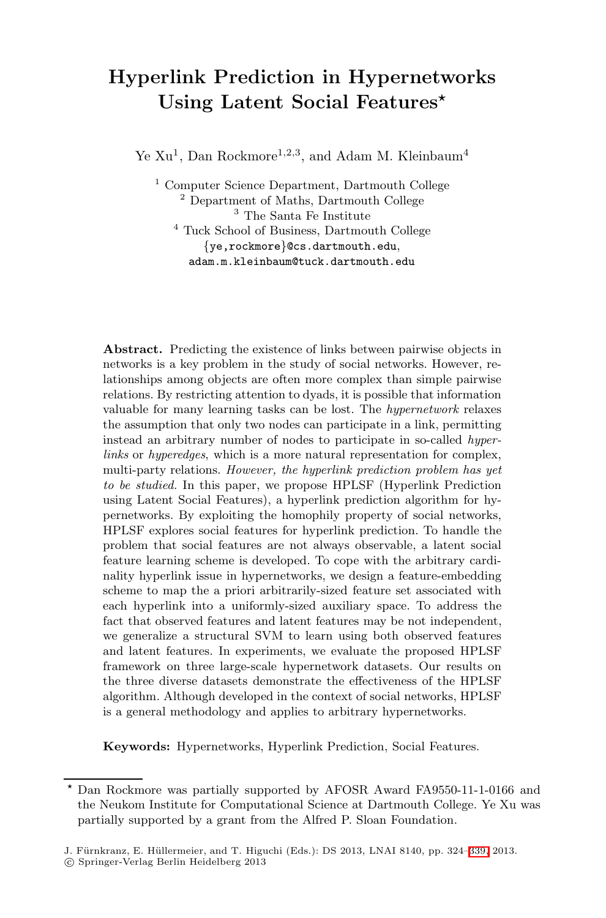# Hyperlink Prediction in Hypernetworks Using Latent Social Features*

Ye Xu[1], Dan Rockmore[1,2,3], and Adam M. Kleinbaum[4]

[1] Computer Science Department, Dartmouth College
[2] Department of Maths, Dartmouth College
[3] The Santa Fe Institute
[4] Tuck School of Business, Dartmouth College
{ye,rockmore}@cs.dartmouth.edu,
adam.m.kleinbaum@tuck.dartmouth.edu

**Abstract.** Predicting the existence of links between pairwise objects in networks is a key problem in the study of social networks. However, relationships among objects are often more complex than simple pairwise relations. By restricting attention to dyads, it is possible that information valuable for many learning tasks can be lost. The *hypernetwork* relaxes the assumption that only two nodes can participate in a link, permitting instead an arbitrary number of nodes to participate in so-called *hyperlinks* or *hyperedges*, which is a more natural representation for complex, multi-party relations. *However, the hyperlink prediction problem has yet to be studied.* In this paper, we propose HPLSF (Hyperlink Prediction using Latent Social Features), a hyperlink prediction algorithm for hypernetworks. By exploiting the homophily property of social networks, HPLSF explores social features for hyperlink prediction. To handle the problem that social features are not always observable, a latent social feature learning scheme is developed. To cope with the arbitrary cardinality hyperlink issue in hypernetworks, we design a feature-embedding scheme to map the a priori arbitrarily-sized feature set associated with each hyperlink into a uniformly-sized auxiliary space. To address the fact that observed features and latent features may be not independent, we generalize a structural SVM to learn using both observed features and latent features. In experiments, we evaluate the proposed HPLSF framework on three large-scale hypernetwork datasets. Our results on the three diverse datasets demonstrate the effectiveness of the HPLSF algorithm. Although developed in the context of social networks, HPLSF is a general methodology and applies to arbitrary hypernetworks.

**Keywords:** Hypernetworks, Hyperlink Prediction, Social Features.

* Dan Rockmore was partially supported by AFOSR Award FA9550-11-1-0166 and the Neukom Institute for Computational Science at Dartmouth College. Ye Xu was partially supported by a grant from the Alfred P. Sloan Foundation.

J. Fürnkranz, E. Hüllermeier, and T. Higuchi (Eds.): DS 2013, LNAI 8140, pp. 324–339, 2013.
© Springer-Verlag Berlin Heidelberg 2013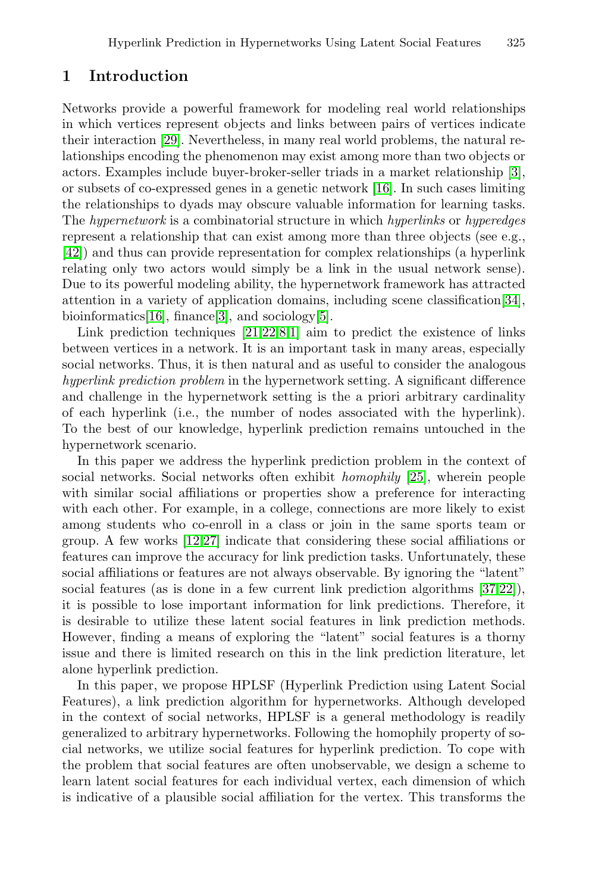## 1 Introduction

Networks provide a powerful framework for modeling real world relationships in which vertices represent objects and links between pairs of vertices indicate their interaction [29]. Nevertheless, in many real world problems, the natural relationships encoding the phenomenon may exist among more than two objects or actors. Examples include buyer-broker-seller triads in a market relationship [3], or subsets of co-expressed genes in a genetic network [16]. In such cases limiting the relationships to dyads may obscure valuable information for learning tasks. The *hypernetwork* is a combinatorial structure in which *hyperlinks* or *hyperedges* represent a relationship that can exist among more than three objects (see e.g., [42]) and thus can provide representation for complex relationships (a hyperlink relating only two actors would simply be a link in the usual network sense). Due to its powerful modeling ability, the hypernetwork framework has attracted attention in a variety of application domains, including scene classification[34], bioinformatics[16], finance[3], and sociology[5].

Link prediction techniques [21,22,8,1] aim to predict the existence of links between vertices in a network. It is an important task in many areas, especially social networks. Thus, it is then natural and as useful to consider the analogous *hyperlink prediction problem* in the hypernetwork setting. A significant difference and challenge in the hypernetwork setting is the a priori arbitrary cardinality of each hyperlink (i.e., the number of nodes associated with the hyperlink). To the best of our knowledge, hyperlink prediction remains untouched in the hypernetwork scenario.

In this paper we address the hyperlink prediction problem in the context of social networks. Social networks often exhibit *homophily* [25], wherein people with similar social affiliations or properties show a preference for interacting with each other. For example, in a college, connections are more likely to exist among students who co-enroll in a class or join in the same sports team or group. A few works [12,27] indicate that considering these social affiliations or features can improve the accuracy for link prediction tasks. Unfortunately, these social affiliations or features are not always observable. By ignoring the "latent" social features (as is done in a few current link prediction algorithms [37,22]), it is possible to lose important information for link predictions. Therefore, it is desirable to utilize these latent social features in link prediction methods. However, finding a means of exploring the "latent" social features is a thorny issue and there is limited research on this in the link prediction literature, let alone hyperlink prediction.

In this paper, we propose HPLSF (Hyperlink Prediction using Latent Social Features), a link prediction algorithm for hypernetworks. Although developed in the context of social networks, HPLSF is a general methodology is readily generalized to arbitrary hypernetworks. Following the homophily property of social networks, we utilize social features for hyperlink prediction. To cope with the problem that social features are often unobservable, we design a scheme to learn latent social features for each individual vertex, each dimension of which is indicative of a plausible social affiliation for the vertex. This transforms the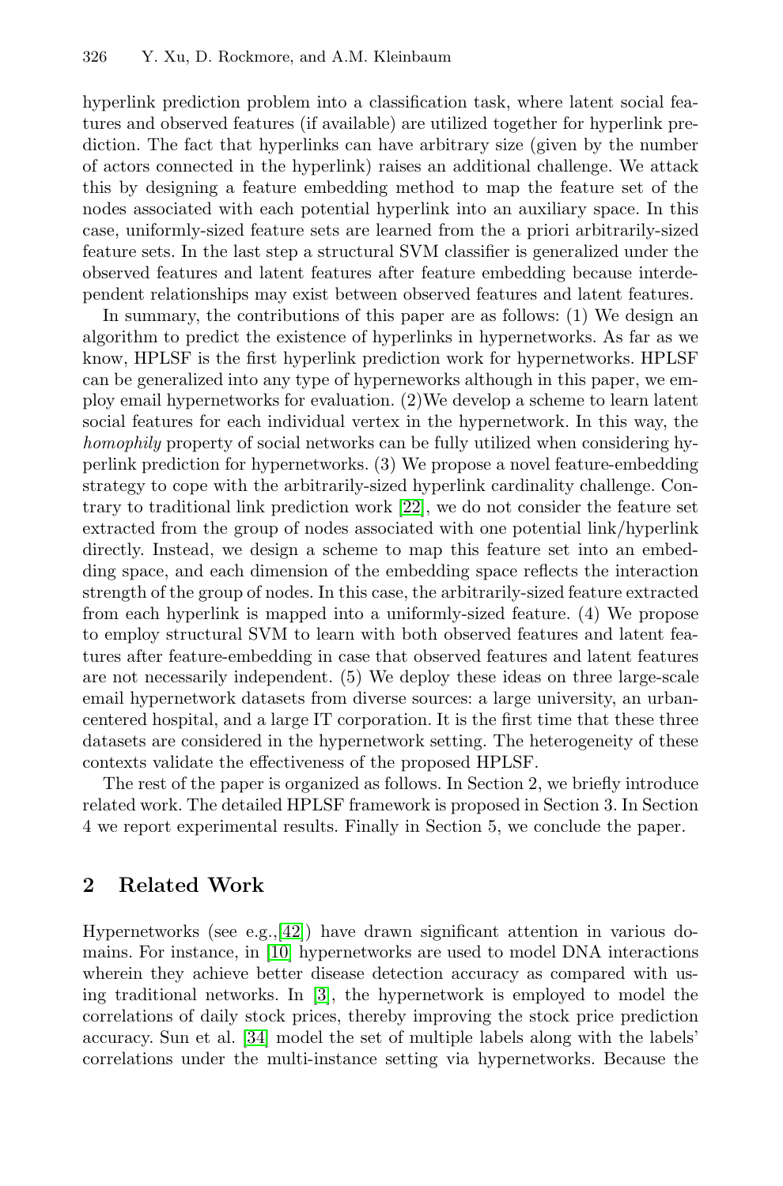hyperlink prediction problem into a classification task, where latent social features and observed features (if available) are utilized together for hyperlink prediction. The fact that hyperlinks can have arbitrary size (given by the number of actors connected in the hyperlink) raises an additional challenge. We attack this by designing a feature embedding method to map the feature set of the nodes associated with each potential hyperlink into an auxiliary space. In this case, uniformly-sized feature sets are learned from the a priori arbitrarily-sized feature sets. In the last step a structural SVM classifier is generalized under the observed features and latent features after feature embedding because interdependent relationships may exist between observed features and latent features.

In summary, the contributions of this paper are as follows: (1) We design an algorithm to predict the existence of hyperlinks in hypernetworks. As far as we know, HPLSF is the first hyperlink prediction work for hypernetworks. HPLSF can be generalized into any type of hyperneworks although in this paper, we employ email hypernetworks for evaluation. (2)We develop a scheme to learn latent social features for each individual vertex in the hypernetwork. In this way, the *homophily* property of social networks can be fully utilized when considering hyperlink prediction for hypernetworks. (3) We propose a novel feature-embedding strategy to cope with the arbitrarily-sized hyperlink cardinality challenge. Contrary to traditional link prediction work [22], we do not consider the feature set extracted from the group of nodes associated with one potential link/hyperlink directly. Instead, we design a scheme to map this feature set into an embedding space, and each dimension of the embedding space reflects the interaction strength of the group of nodes. In this case, the arbitrarily-sized feature extracted from each hyperlink is mapped into a uniformly-sized feature. (4) We propose to employ structural SVM to learn with both observed features and latent features after feature-embedding in case that observed features and latent features are not necessarily independent. (5) We deploy these ideas on three large-scale email hypernetwork datasets from diverse sources: a large university, an urban-centered hospital, and a large IT corporation. It is the first time that these three datasets are considered in the hypernetwork setting. The heterogeneity of these contexts validate the effectiveness of the proposed HPLSF.

The rest of the paper is organized as follows. In Section 2, we briefly introduce related work. The detailed HPLSF framework is proposed in Section 3. In Section 4 we report experimental results. Finally in Section 5, we conclude the paper.

## 2 Related Work

Hypernetworks (see e.g.,[42]) have drawn significant attention in various domains. For instance, in [10] hypernetworks are used to model DNA interactions wherein they achieve better disease detection accuracy as compared with using traditional networks. In [3], the hypernetwork is employed to model the correlations of daily stock prices, thereby improving the stock price prediction accuracy. Sun et al. [34] model the set of multiple labels along with the labels' correlations under the multi-instance setting via hypernetworks. Because the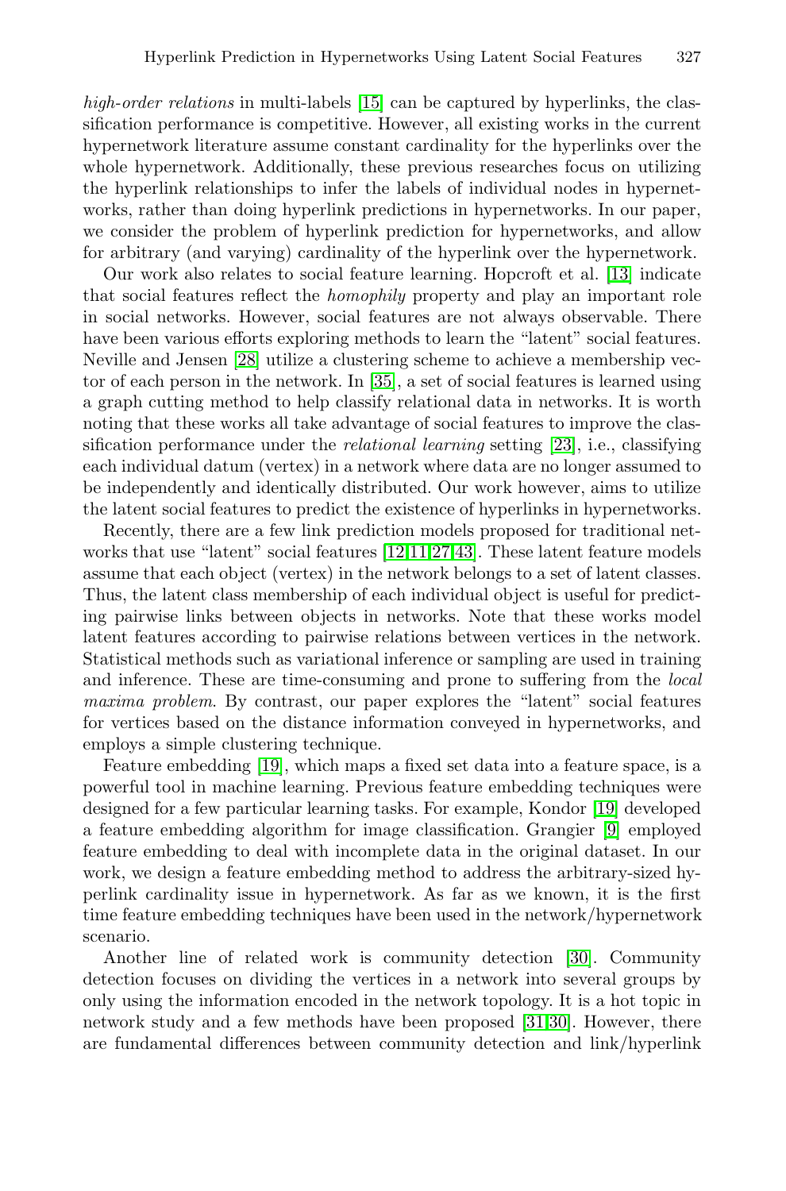*high-order relations* in multi-labels [15] can be captured by hyperlinks, the classification performance is competitive. However, all existing works in the current hypernetwork literature assume constant cardinality for the hyperlinks over the whole hypernetwork. Additionally, these previous researches focus on utilizing the hyperlink relationships to infer the labels of individual nodes in hypernetworks, rather than doing hyperlink predictions in hypernetworks. In our paper, we consider the problem of hyperlink prediction for hypernetworks, and allow for arbitrary (and varying) cardinality of the hyperlink over the hypernetwork.

Our work also relates to social feature learning. Hopcroft et al. [13] indicate that social features reflect the *homophily* property and play an important role in social networks. However, social features are not always observable. There have been various efforts exploring methods to learn the "latent" social features. Neville and Jensen [28] utilize a clustering scheme to achieve a membership vector of each person in the network. In [35], a set of social features is learned using a graph cutting method to help classify relational data in networks. It is worth noting that these works all take advantage of social features to improve the classification performance under the *relational learning* setting [23], i.e., classifying each individual datum (vertex) in a network where data are no longer assumed to be independently and identically distributed. Our work however, aims to utilize the latent social features to predict the existence of hyperlinks in hypernetworks.

Recently, there are a few link prediction models proposed for traditional networks that use "latent" social features [12,11,27,43]. These latent feature models assume that each object (vertex) in the network belongs to a set of latent classes. Thus, the latent class membership of each individual object is useful for predicting pairwise links between objects in networks. Note that these works model latent features according to pairwise relations between vertices in the network. Statistical methods such as variational inference or sampling are used in training and inference. These are time-consuming and prone to suffering from the *local maxima problem*. By contrast, our paper explores the "latent" social features for vertices based on the distance information conveyed in hypernetworks, and employs a simple clustering technique.

Feature embedding [19], which maps a fixed set data into a feature space, is a powerful tool in machine learning. Previous feature embedding techniques were designed for a few particular learning tasks. For example, Kondor [19] developed a feature embedding algorithm for image classification. Grangier [9] employed feature embedding to deal with incomplete data in the original dataset. In our work, we design a feature embedding method to address the arbitrary-sized hyperlink cardinality issue in hypernetwork. As far as we known, it is the first time feature embedding techniques have been used in the network/hypernetwork scenario.

Another line of related work is community detection [30]. Community detection focuses on dividing the vertices in a network into several groups by only using the information encoded in the network topology. It is a hot topic in network study and a few methods have been proposed [31,30]. However, there are fundamental differences between community detection and link/hyperlink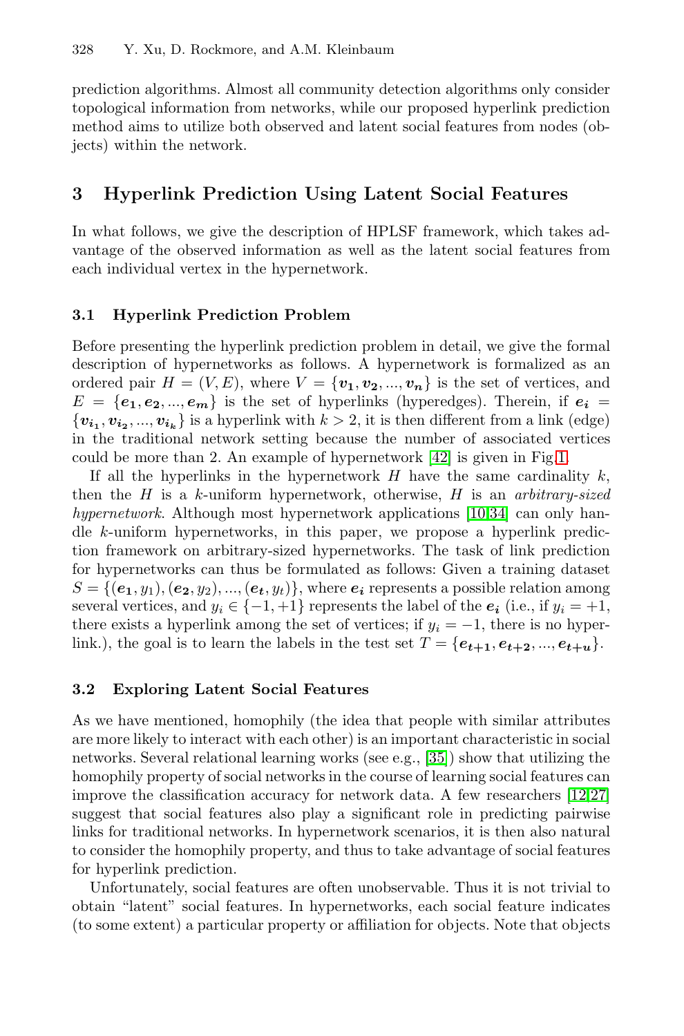prediction algorithms. Almost all community detection algorithms only consider topological information from networks, while our proposed hyperlink prediction method aims to utilize both observed and latent social features from nodes (objects) within the network.

## 3 Hyperlink Prediction Using Latent Social Features

In what follows, we give the description of HPLSF framework, which takes advantage of the observed information as well as the latent social features from each individual vertex in the hypernetwork.

### 3.1 Hyperlink Prediction Problem

Before presenting the hyperlink prediction problem in detail, we give the formal description of hypernetworks as follows. A hypernetwork is formalized as an ordered pair $H = (V, E)$, where $V = \{\boldsymbol{v_1}, \boldsymbol{v_2}, ..., \boldsymbol{v_n}\}$ is the set of vertices, and $E = \{\boldsymbol{e_1}, \boldsymbol{e_2}, ..., \boldsymbol{e_m}\}$ is the set of hyperlinks (hyperedges). Therein, if $\boldsymbol{e_i} = \{\boldsymbol{v_{i_1}}, \boldsymbol{v_{i_2}}, ..., \boldsymbol{v_{i_k}}\}$ is a hyperlink with $k > 2$, it is then different from a link (edge) in the traditional network setting because the number of associated vertices could be more than 2. An example of hypernetwork [42] is given in Fig.1.

If all the hyperlinks in the hypernetwork $H$ have the same cardinality $k$, then the $H$ is a $k$-uniform hypernetwork, otherwise, $H$ is an *arbitrary-sized hypernetwork*. Although most hypernetwork applications [10,34] can only handle $k$-uniform hypernetworks, in this paper, we propose a hyperlink prediction framework on arbitrary-sized hypernetworks. The task of link prediction for hypernetworks can thus be formulated as follows: Given a training dataset $S = \{(\boldsymbol{e_1}, y_1), (\boldsymbol{e_2}, y_2), ..., (\boldsymbol{e_t}, y_t)\}$, where $\boldsymbol{e_i}$ represents a possible relation among several vertices, and $y_i \in \{-1, +1\}$ represents the label of the $\boldsymbol{e_i}$ (i.e., if $y_i = +1$, there exists a hyperlink among the set of vertices; if $y_i = -1$, there is no hyperlink.), the goal is to learn the labels in the test set $T = \{\boldsymbol{e_{t+1}}, \boldsymbol{e_{t+2}}, ..., \boldsymbol{e_{t+u}}\}$.

### 3.2 Exploring Latent Social Features

As we have mentioned, homophily (the idea that people with similar attributes are more likely to interact with each other) is an important characteristic in social networks. Several relational learning works (see e.g., [35]) show that utilizing the homophily property of social networks in the course of learning social features can improve the classification accuracy for network data. A few researchers [12,27] suggest that social features also play a significant role in predicting pairwise links for traditional networks. In hypernetwork scenarios, it is then also natural to consider the homophily property, and thus to take advantage of social features for hyperlink prediction.

Unfortunately, social features are often unobservable. Thus it is not trivial to obtain "latent" social features. In hypernetworks, each social feature indicates (to some extent) a particular property or affiliation for objects. Note that objects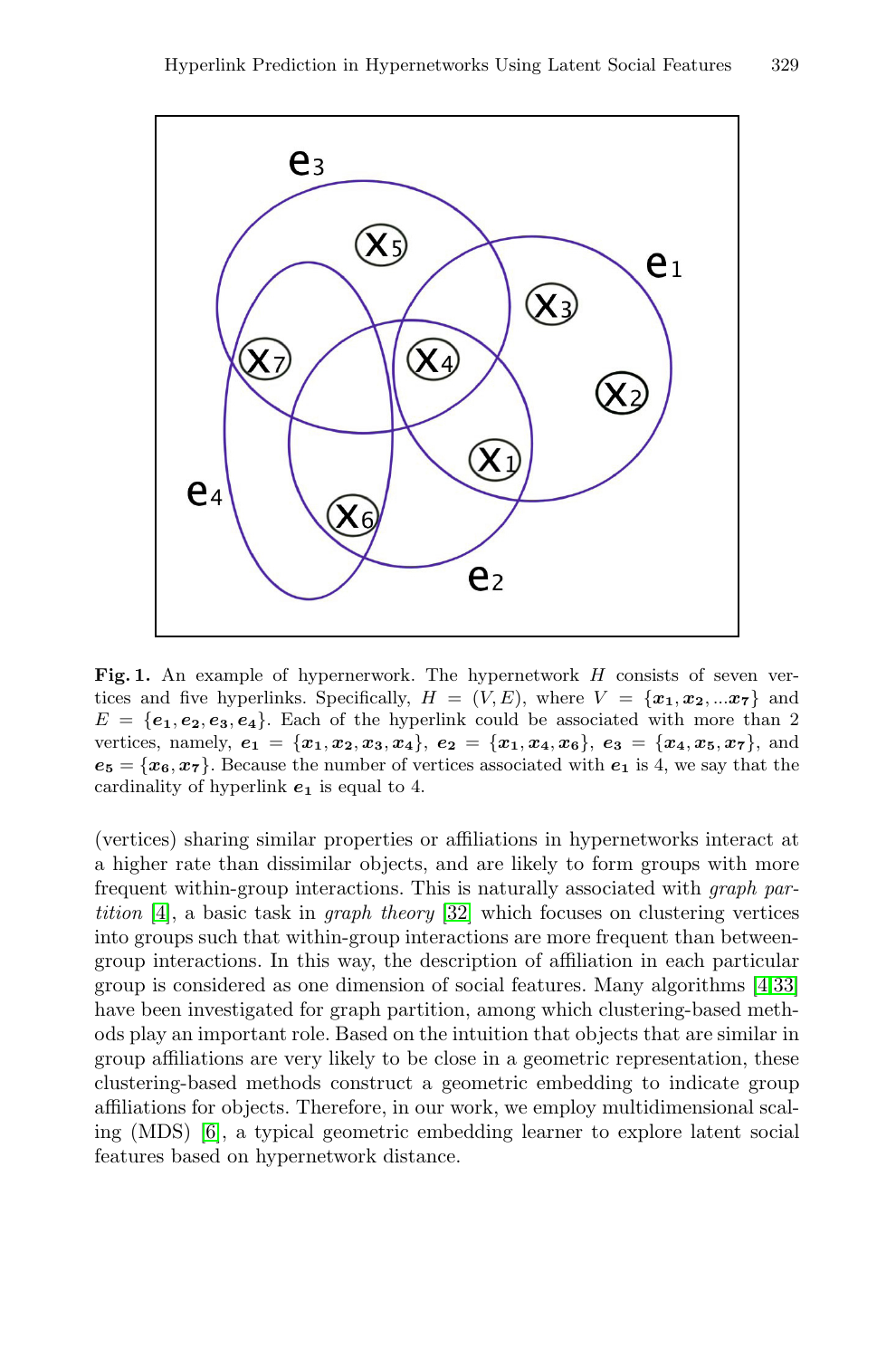**Fig. 1.** An example of hypernerwork. The hypernetwork $H$ consists of seven vertices and five hyperlinks. Specifically, $H = (V, E)$, where $V = \{\boldsymbol{x_1}, \boldsymbol{x_2}, ...\boldsymbol{x_7}\}$ and $E = \{\boldsymbol{e_1}, \boldsymbol{e_2}, \boldsymbol{e_3}, \boldsymbol{e_4}\}$. Each of the hyperlink could be associated with more than 2 vertices, namely, $\boldsymbol{e_1} = \{\boldsymbol{x_1}, \boldsymbol{x_2}, \boldsymbol{x_3}, \boldsymbol{x_4}\}$, $\boldsymbol{e_2} = \{\boldsymbol{x_1}, \boldsymbol{x_4}, \boldsymbol{x_6}\}$, $\boldsymbol{e_3} = \{\boldsymbol{x_4}, \boldsymbol{x_5}, \boldsymbol{x_7}\}$, and $\boldsymbol{e_5} = \{\boldsymbol{x_6}, \boldsymbol{x_7}\}$. Because the number of vertices associated with $\boldsymbol{e_1}$ is 4, we say that the cardinality of hyperlink $\boldsymbol{e_1}$ is equal to 4.

(vertices) sharing similar properties or affiliations in hypernetworks interact at a higher rate than dissimilar objects, and are likely to form groups with more frequent within-group interactions. This is naturally associated with *graph partition* [4], a basic task in *graph theory* [32] which focuses on clustering vertices into groups such that within-group interactions are more frequent than between-group interactions. In this way, the description of affiliation in each particular group is considered as one dimension of social features. Many algorithms [4,33] have been investigated for graph partition, among which clustering-based methods play an important role. Based on the intuition that objects that are similar in group affiliations are very likely to be close in a geometric representation, these clustering-based methods construct a geometric embedding to indicate group affiliations for objects. Therefore, in our work, we employ multidimensional scaling (MDS) [6], a typical geometric embedding learner to explore latent social features based on hypernetwork distance.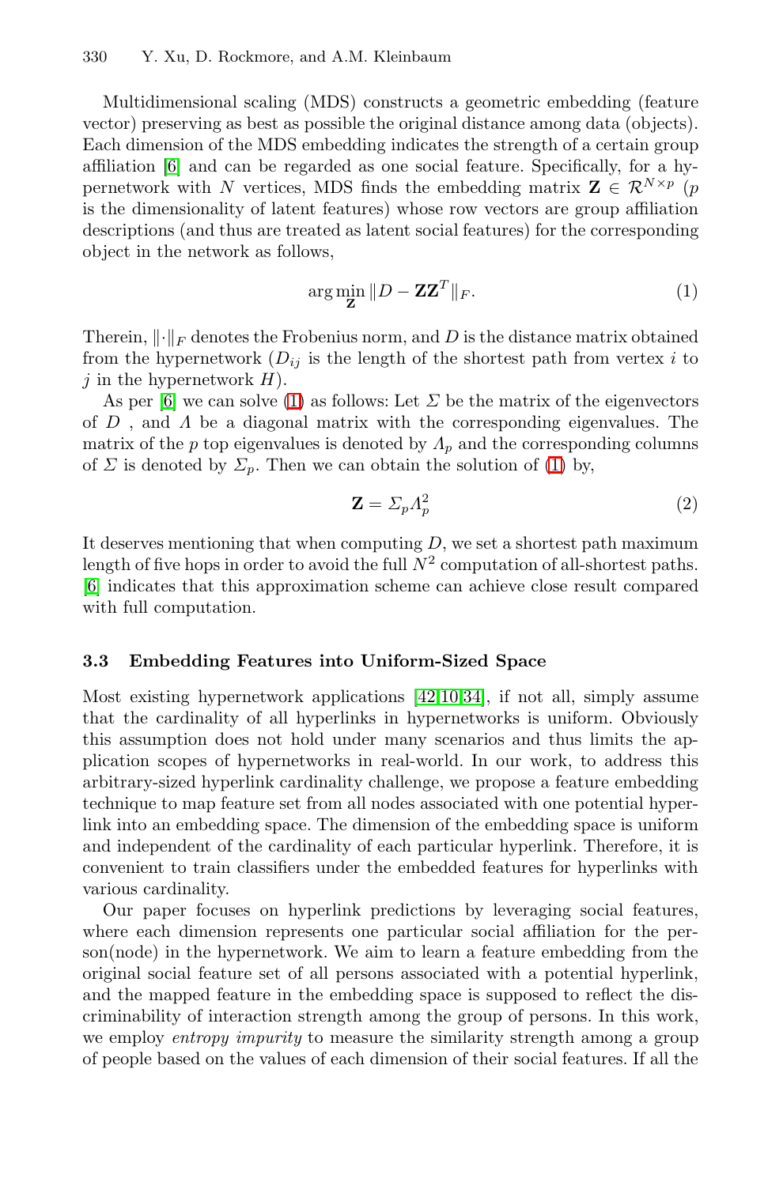Multidimensional scaling (MDS) constructs a geometric embedding (feature vector) preserving as best as possible the original distance among data (objects). Each dimension of the MDS embedding indicates the strength of a certain group affiliation [6] and can be regarded as one social feature. Specifically, for a hypernetwork with $N$ vertices, MDS finds the embedding matrix $\mathbf{Z} \in \mathcal{R}^{N \times p}$ ($p$ is the dimensionality of latent features) whose row vectors are group affiliation descriptions (and thus are treated as latent social features) for the corresponding object in the network as follows,

$$\arg\min_{\mathbf{Z}} \|D - \mathbf{Z}\mathbf{Z}^T\|_F. \tag{1}$$

Therein, $\|\cdot\|_F$ denotes the Frobenius norm, and $D$ is the distance matrix obtained from the hypernetwork ($D_{ij}$ is the length of the shortest path from vertex $i$ to $j$ in the hypernetwork $H$).

As per [6] we can solve (1) as follows: Let $\Sigma$ be the matrix of the eigenvectors of $D$ , and $\Lambda$ be a diagonal matrix with the corresponding eigenvalues. The matrix of the $p$ top eigenvalues is denoted by $\Lambda_p$ and the corresponding columns of $\Sigma$ is denoted by $\Sigma_p$. Then we can obtain the solution of (1) by,

$$\mathbf{Z} = \Sigma_p \Lambda_p^2 \tag{2}$$

It deserves mentioning that when computing $D$, we set a shortest path maximum length of five hops in order to avoid the full $N^2$ computation of all-shortest paths. [6] indicates that this approximation scheme can achieve close result compared with full computation.

### 3.3 Embedding Features into Uniform-Sized Space

Most existing hypernetwork applications [42,10,34], if not all, simply assume that the cardinality of all hyperlinks in hypernetworks is uniform. Obviously this assumption does not hold under many scenarios and thus limits the application scopes of hypernetworks in real-world. In our work, to address this arbitrary-sized hyperlink cardinality challenge, we propose a feature embedding technique to map feature set from all nodes associated with one potential hyperlink into an embedding space. The dimension of the embedding space is uniform and independent of the cardinality of each particular hyperlink. Therefore, it is convenient to train classifiers under the embedded features for hyperlinks with various cardinality.

Our paper focuses on hyperlink predictions by leveraging social features, where each dimension represents one particular social affiliation for the person(node) in the hypernetwork. We aim to learn a feature embedding from the original social feature set of all persons associated with a potential hyperlink, and the mapped feature in the embedding space is supposed to reflect the discriminability of interaction strength among the group of persons. In this work, we employ *entropy impurity* to measure the similarity strength among a group of people based on the values of each dimension of their social features. If all the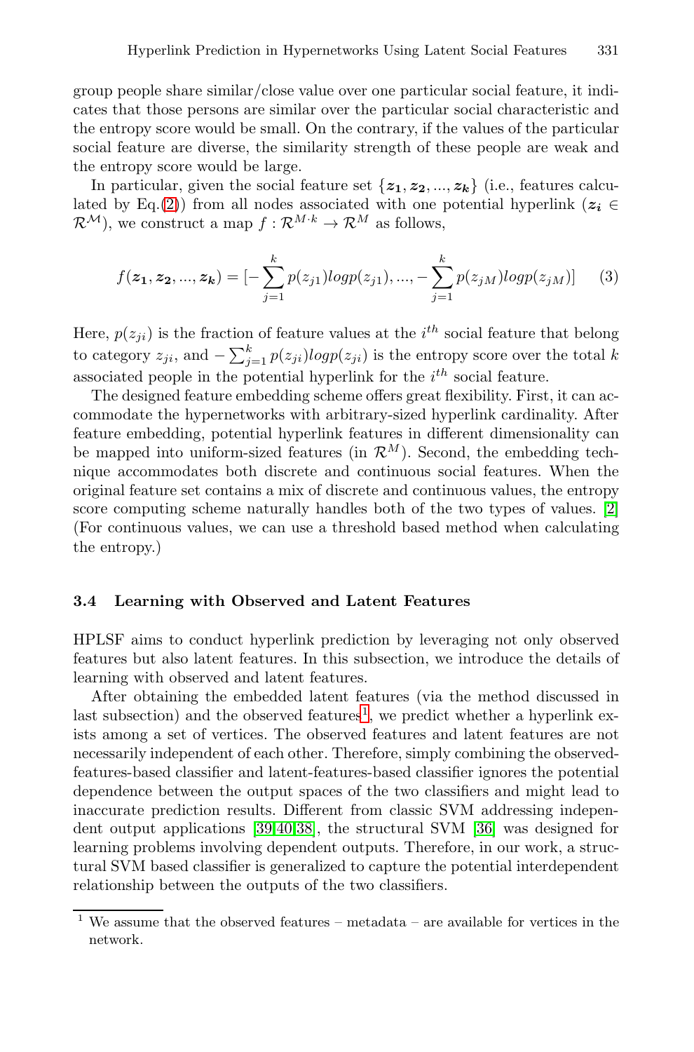group people share similar/close value over one particular social feature, it indicates that those persons are similar over the particular social characteristic and the entropy score would be small. On the contrary, if the values of the particular social feature are diverse, the similarity strength of these people are weak and the entropy score would be large.

In particular, given the social feature set $\{\boldsymbol{z_1}, \boldsymbol{z_2}, ..., \boldsymbol{z_k}\}$ (i.e., features calculated by Eq.(2)) from all nodes associated with one potential hyperlink ($\boldsymbol{z_i} \in \mathcal{R}^{\mathcal{M}}$), we construct a map $f : \mathcal{R}^{M \cdot k} \rightarrow \mathcal{R}^M$ as follows,

$$f(\boldsymbol{z_1}, \boldsymbol{z_2}, ..., \boldsymbol{z_k}) = [-\sum_{j=1}^{k} p(z_{j1}) log p(z_{j1}), ..., -\sum_{j=1}^{k} p(z_{jM}) log p(z_{jM})] \quad (3)$$

Here, $p(z_{ji})$ is the fraction of feature values at the $i^{th}$ social feature that belong to category $z_{ji}$, and $-\sum_{j=1}^{k} p(z_{ji}) log p(z_{ji})$ is the entropy score over the total $k$ associated people in the potential hyperlink for the $i^{th}$ social feature.

The designed feature embedding scheme offers great flexibility. First, it can accommodate the hypernetworks with arbitrary-sized hyperlink cardinality. After feature embedding, potential hyperlink features in different dimensionality can be mapped into uniform-sized features (in $\mathcal{R}^M$). Second, the embedding technique accommodates both discrete and continuous social features. When the original feature set contains a mix of discrete and continuous values, the entropy score computing scheme naturally handles both of the two types of values. [2] (For continuous values, we can use a threshold based method when calculating the entropy.)

### 3.4 Learning with Observed and Latent Features

HPLSF aims to conduct hyperlink prediction by leveraging not only observed features but also latent features. In this subsection, we introduce the details of learning with observed and latent features.

After obtaining the embedded latent features (via the method discussed in last subsection) and the observed features[1], we predict whether a hyperlink exists among a set of vertices. The observed features and latent features are not necessarily independent of each other. Therefore, simply combining the observed-features-based classifier and latent-features-based classifier ignores the potential dependence between the output spaces of the two classifiers and might lead to inaccurate prediction results. Different from classic SVM addressing independent output applications [39,40,38], the structural SVM [36] was designed for learning problems involving dependent outputs. Therefore, in our work, a structural SVM based classifier is generalized to capture the potential interdependent relationship between the outputs of the two classifiers.

[1] We assume that the observed features – metadata – are available for vertices in the network.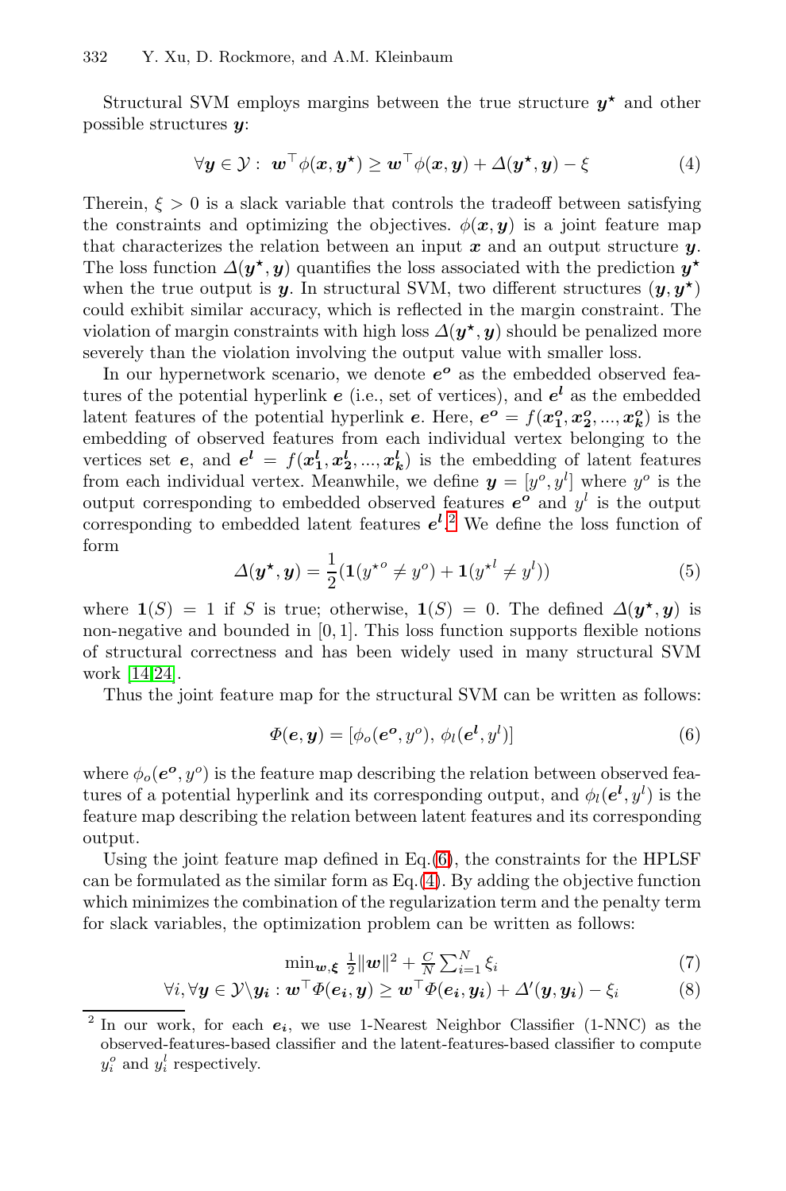Structural SVM employs margins between the true structure $\boldsymbol{y}^\star$ and other possible structures $\boldsymbol{y}$:

$$\forall \boldsymbol{y} \in \mathcal{Y}: \ \boldsymbol{w}^\top \phi(\boldsymbol{x}, \boldsymbol{y}^\star) \geq \boldsymbol{w}^\top \phi(\boldsymbol{x}, \boldsymbol{y}) + \Delta(\boldsymbol{y}^\star, \boldsymbol{y}) - \xi \tag{4}$$

Therein, $\xi > 0$ is a slack variable that controls the tradeoff between satisfying the constraints and optimizing the objectives. $\phi(\boldsymbol{x}, \boldsymbol{y})$ is a joint feature map that characterizes the relation between an input $\boldsymbol{x}$ and an output structure $\boldsymbol{y}$. The loss function $\Delta(\boldsymbol{y}^\star, \boldsymbol{y})$ quantifies the loss associated with the prediction $\boldsymbol{y}^\star$ when the true output is $\boldsymbol{y}$. In structural SVM, two different structures $(\boldsymbol{y}, \boldsymbol{y}^\star)$ could exhibit similar accuracy, which is reflected in the margin constraint. The violation of margin constraints with high loss $\Delta(\boldsymbol{y}^\star, \boldsymbol{y})$ should be penalized more severely than the violation involving the output value with smaller loss.

In our hypernetwork scenario, we denote $\boldsymbol{e^o}$ as the embedded observed features of the potential hyperlink $\boldsymbol{e}$ (i.e., set of vertices), and $\boldsymbol{e^l}$ as the embedded latent features of the potential hyperlink $\boldsymbol{e}$. Here, $\boldsymbol{e^o} = f(\boldsymbol{x_1^o}, \boldsymbol{x_2^o}, ..., \boldsymbol{x_k^o})$ is the embedding of observed features from each individual vertex belonging to the vertices set $\boldsymbol{e}$, and $\boldsymbol{e^l} = f(\boldsymbol{x_1^l}, \boldsymbol{x_2^l}, ..., \boldsymbol{x_k^l})$ is the embedding of latent features from each individual vertex. Meanwhile, we define $\boldsymbol{y} = [y^o, y^l]$ where $y^o$ is the output corresponding to embedded observed features $\boldsymbol{e^o}$ and $y^l$ is the output corresponding to embedded latent features $\boldsymbol{e^l}$.[2] We define the loss function of form

$$\Delta(\boldsymbol{y}^\star, \boldsymbol{y}) = \frac{1}{2}(\mathbf{1}(y^{\star o} \neq y^o) + \mathbf{1}(y^{\star l} \neq y^l)) \tag{5}$$

where $\mathbf{1}(S) = 1$ if $S$ is true; otherwise, $\mathbf{1}(S) = 0$. The defined $\Delta(\boldsymbol{y}^\star, \boldsymbol{y})$ is non-negative and bounded in $[0, 1]$. This loss function supports flexible notions of structural correctness and has been widely used in many structural SVM work [14,24].

Thus the joint feature map for the structural SVM can be written as follows:

$$\Phi(\boldsymbol{e}, \boldsymbol{y}) = [\phi_o(\boldsymbol{e^o}, y^o), \ \phi_l(\boldsymbol{e^l}, y^l)] \tag{6}$$

where $\phi_o(\boldsymbol{e^o}, y^o)$ is the feature map describing the relation between observed features of a potential hyperlink and its corresponding output, and $\phi_l(\boldsymbol{e^l}, y^l)$ is the feature map describing the relation between latent features and its corresponding output.

Using the joint feature map defined in Eq. (6), the constraints for the HPLSF can be formulated as the similar form as Eq. (4). By adding the objective function which minimizes the combination of the regularization term and the penalty term for slack variables, the optimization problem can be written as follows:

$$\min_{\boldsymbol{w}, \boldsymbol{\xi}} \ \frac{1}{2}\|\boldsymbol{w}\|^2 + \frac{C}{N}\sum_{i=1}^N \xi_i \tag{7}$$

$$\forall i, \forall \boldsymbol{y} \in \mathcal{Y} \backslash \boldsymbol{y_i} : \boldsymbol{w}^\top \Phi(\boldsymbol{e_i}, \boldsymbol{y}) \geq \boldsymbol{w}^\top \Phi(\boldsymbol{e_i}, \boldsymbol{y_i}) + \Delta'(\boldsymbol{y}, \boldsymbol{y_i}) - \xi_i \tag{8}$$

[2] In our work, for each $\boldsymbol{e_i}$, we use 1-Nearest Neighbor Classifier (1-NNC) as the observed-features-based classifier and the latent-features-based classifier to compute $y_i^o$ and $y_i^l$ respectively.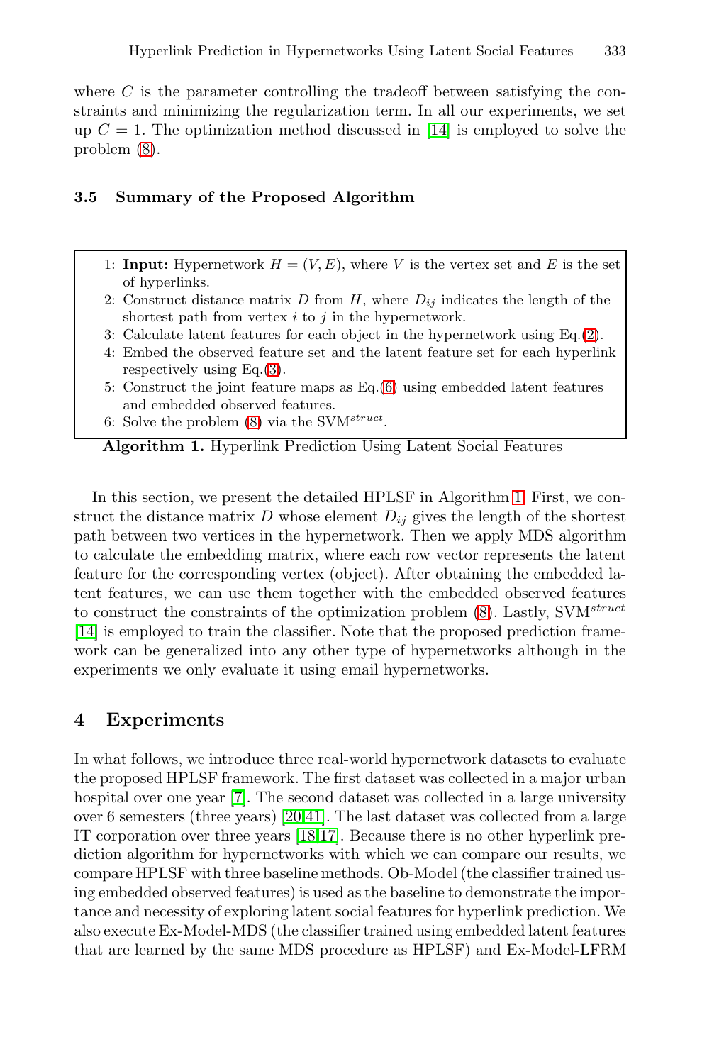where $C$ is the parameter controlling the tradeoff between satisfying the constraints and minimizing the regularization term. In all our experiments, we set up $C = 1$. The optimization method discussed in [14] is employed to solve the problem (8).

### 3.5 Summary of the Proposed Algorithm

1: **Input:** Hypernetwork $H = (V, E)$, where $V$ is the vertex set and $E$ is the set of hyperlinks.
2: Construct distance matrix $D$ from $H$, where $D_{ij}$ indicates the length of the shortest path from vertex $i$ to $j$ in the hypernetwork.
3: Calculate latent features for each object in the hypernetwork using Eq.(2).
4: Embed the observed feature set and the latent feature set for each hyperlink respectively using Eq.(3).
5: Construct the joint feature maps as Eq.(6) using embedded latent features and embedded observed features.
6: Solve the problem (8) via the SVM$^{struct}$.

**Algorithm 1.** Hyperlink Prediction Using Latent Social Features

In this section, we present the detailed HPLSF in Algorithm 1. First, we construct the distance matrix $D$ whose element $D_{ij}$ gives the length of the shortest path between two vertices in the hypernetwork. Then we apply MDS algorithm to calculate the embedding matrix, where each row vector represents the latent feature for the corresponding vertex (object). After obtaining the embedded latent features, we can use them together with the embedded observed features to construct the constraints of the optimization problem (8). Lastly, SVM$^{struct}$ [14] is employed to train the classifier. Note that the proposed prediction framework can be generalized into any other type of hypernetworks although in the experiments we only evaluate it using email hypernetworks.

## 4 Experiments

In what follows, we introduce three real-world hypernetwork datasets to evaluate the proposed HPLSF framework. The first dataset was collected in a major urban hospital over one year [7]. The second dataset was collected in a large university over 6 semesters (three years) [20,41]. The last dataset was collected from a large IT corporation over three years [18,17]. Because there is no other hyperlink prediction algorithm for hypernetworks with which we can compare our results, we compare HPLSF with three baseline methods. Ob-Model (the classifier trained using embedded observed features) is used as the baseline to demonstrate the importance and necessity of exploring latent social features for hyperlink prediction. We also execute Ex-Model-MDS (the classifier trained using embedded latent features that are learned by the same MDS procedure as HPLSF) and Ex-Model-LFRM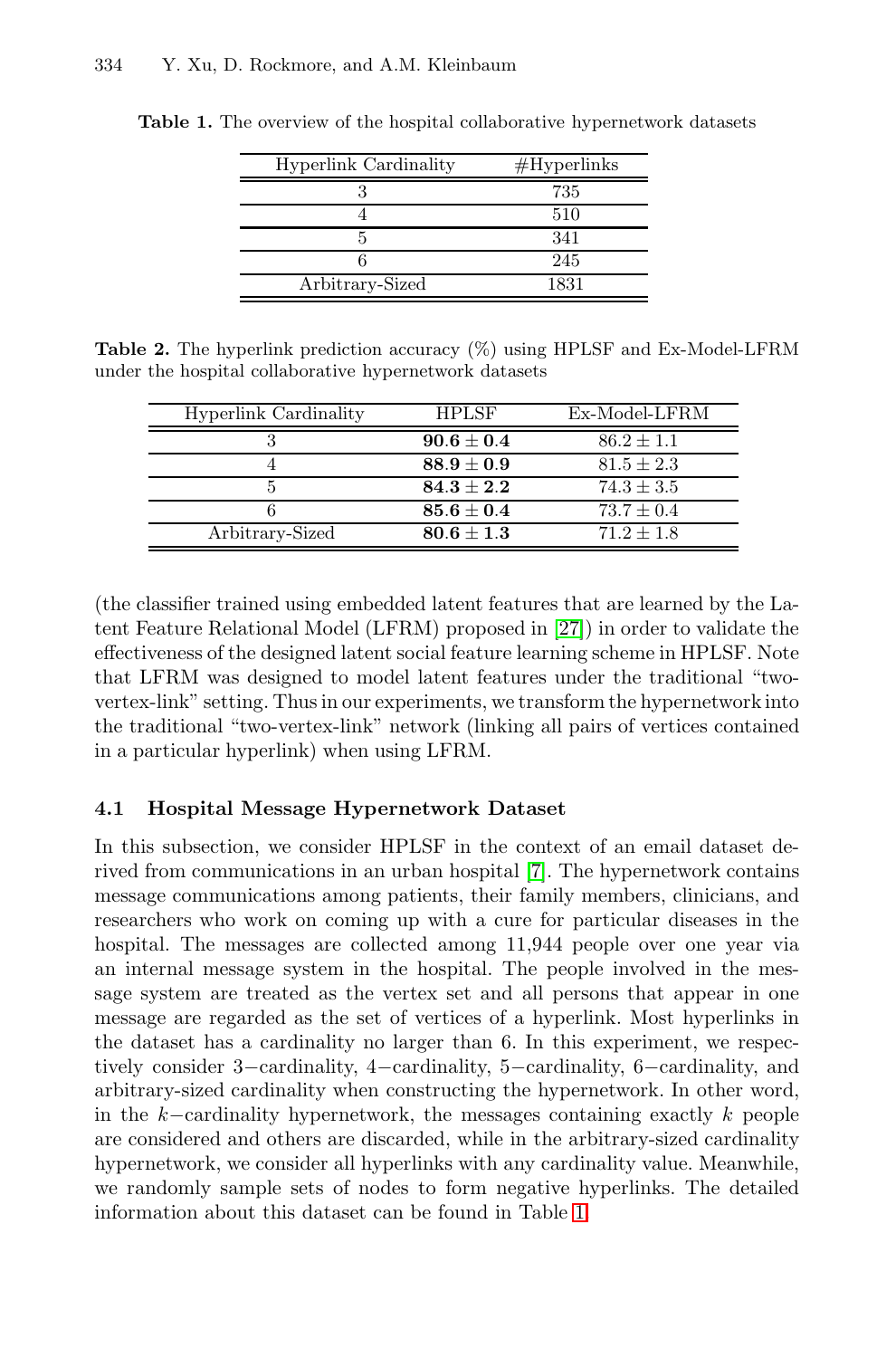**Table 1.** The overview of the hospital collaborative hypernetwork datasets

| Hyperlink Cardinality | #Hyperlinks |
| --- | --- |
| 3 | 735 |
| 4 | 510 |
| 5 | 341 |
| 6 | 245 |
| Arbitrary-Sized | 1831 |

**Table 2.** The hyperlink prediction accuracy (%) using HPLSF and Ex-Model-LFRM under the hospital collaborative hypernetwork datasets

| Hyperlink Cardinality | HPLSF | Ex-Model-LFRM |
| --- | --- | --- |
| 3 | $\mathbf{90.6 \pm 0.4}$ | $86.2 \pm 1.1$ |
| 4 | $\mathbf{88.9 \pm 0.9}$ | $81.5 \pm 2.3$ |
| 5 | $\mathbf{84.3 \pm 2.2}$ | $74.3 \pm 3.5$ |
| 6 | $\mathbf{85.6 \pm 0.4}$ | $73.7 \pm 0.4$ |
| Arbitrary-Sized | $\mathbf{80.6 \pm 1.3}$ | $71.2 \pm 1.8$ |

(the classifier trained using embedded latent features that are learned by the Latent Feature Relational Model (LFRM) proposed in [27]) in order to validate the effectiveness of the designed latent social feature learning scheme in HPLSF. Note that LFRM was designed to model latent features under the traditional "two-vertex-link" setting. Thus in our experiments, we transform the hypernetwork into the traditional "two-vertex-link" network (linking all pairs of vertices contained in a particular hyperlink) when using LFRM.

### 4.1 Hospital Message Hypernetwork Dataset

In this subsection, we consider HPLSF in the context of an email dataset derived from communications in an urban hospital [7]. The hypernetwork contains message communications among patients, their family members, clinicians, and researchers who work on coming up with a cure for particular diseases in the hospital. The messages are collected among 11,944 people over one year via an internal message system in the hospital. The people involved in the message system are treated as the vertex set and all persons that appear in one message are regarded as the set of vertices of a hyperlink. Most hyperlinks in the dataset has a cardinality no larger than 6. In this experiment, we respectively consider 3−cardinality, 4−cardinality, 5−cardinality, 6−cardinality, and arbitrary-sized cardinality when constructing the hypernetwork. In other word, in the $k$−cardinality hypernetwork, the messages containing exactly $k$ people are considered and others are discarded, while in the arbitrary-sized cardinality hypernetwork, we consider all hyperlinks with any cardinality value. Meanwhile, we randomly sample sets of nodes to form negative hyperlinks. The detailed information about this dataset can be found in Table 1.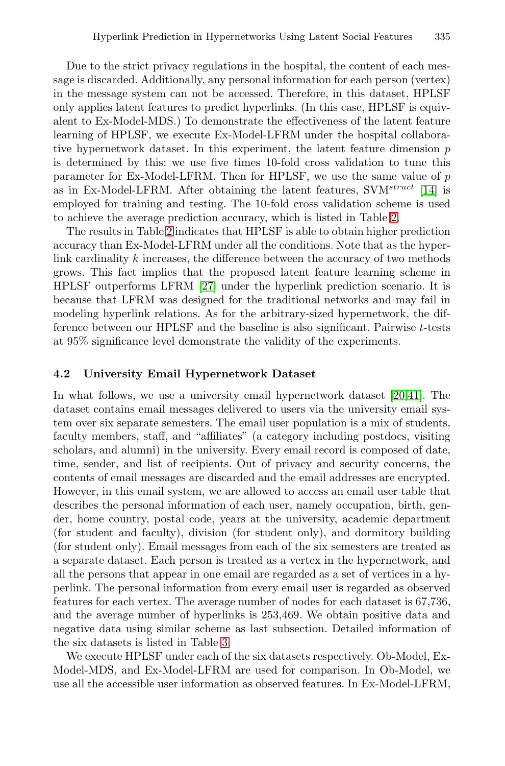Due to the strict privacy regulations in the hospital, the content of each message is discarded. Additionally, any personal information for each person (vertex) in the message system can not be accessed. Therefore, in this dataset, HPLSF only applies latent features to predict hyperlinks. (In this case, HPLSF is equivalent to Ex-Model-MDS.) To demonstrate the effectiveness of the latent feature learning of HPLSF, we execute Ex-Model-LFRM under the hospital collaborative hypernetwork dataset. In this experiment, the latent feature dimension $p$ is determined by this: we use five times 10-fold cross validation to tune this parameter for Ex-Model-LFRM. Then for HPLSF, we use the same value of $p$ as in Ex-Model-LFRM. After obtaining the latent features, SVM$^{struct}$ [14] is employed for training and testing. The 10-fold cross validation scheme is used to achieve the average prediction accuracy, which is listed in Table 2.

The results in Table 2 indicates that HPLSF is able to obtain higher prediction accuracy than Ex-Model-LFRM under all the conditions. Note that as the hyperlink cardinality $k$ increases, the difference between the accuracy of two methods grows. This fact implies that the proposed latent feature learning scheme in HPLSF outperforms LFRM [27] under the hyperlink prediction scenario. It is because that LFRM was designed for the traditional networks and may fail in modeling hyperlink relations. As for the arbitrary-sized hypernetwork, the difference between our HPLSF and the baseline is also significant. Pairwise $t$-tests at 95% significance level demonstrate the validity of the experiments.

### 4.2 University Email Hypernetwork Dataset

In what follows, we use a university email hypernetwork dataset [20,41]. The dataset contains email messages delivered to users via the university email system over six separate semesters. The email user population is a mix of students, faculty members, staff, and "affiliates" (a category including postdocs, visiting scholars, and alumni) in the university. Every email record is composed of date, time, sender, and list of recipients. Out of privacy and security concerns, the contents of email messages are discarded and the email addresses are encrypted. However, in this email system, we are allowed to access an email user table that describes the personal information of each user, namely occupation, birth, gender, home country, postal code, years at the university, academic department (for student and faculty), division (for student only), and dormitory building (for student only). Email messages from each of the six semesters are treated as a separate dataset. Each person is treated as a vertex in the hypernetwork, and all the persons that appear in one email are regarded as a set of vertices in a hyperlink. The personal information from every email user is regarded as observed features for each vertex. The average number of nodes for each dataset is 67,736, and the average number of hyperlinks is 253,469. We obtain positive data and negative data using similar scheme as last subsection. Detailed information of the six datasets is listed in Table 3.

We execute HPLSF under each of the six datasets respectively. Ob-Model, Ex-Model-MDS, and Ex-Model-LFRM are used for comparison. In Ob-Model, we use all the accessible user information as observed features. In Ex-Model-LFRM,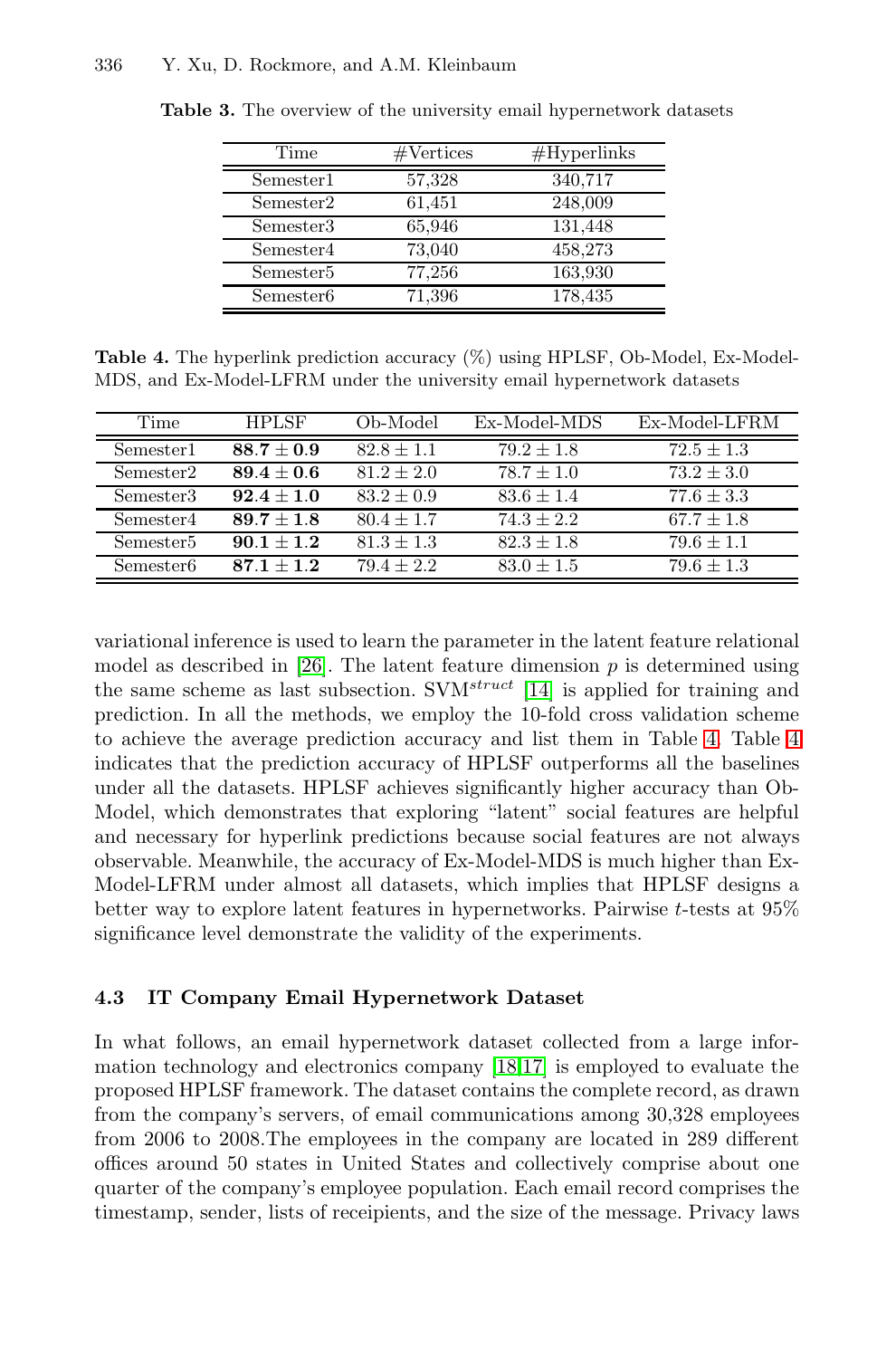**Table 3.** The overview of the university email hypernetwork datasets

| Time | #Vertices | #Hyperlinks |
|---|---|---|
| Semester1 | 57,328 | 340,717 |
| Semester2 | 61,451 | 248,009 |
| Semester3 | 65,946 | 131,448 |
| Semester4 | 73,040 | 458,273 |
| Semester5 | 77,256 | 163,930 |
| Semester6 | 71,396 | 178,435 |

**Table 4.** The hyperlink prediction accuracy (%) using HPLSF, Ob-Model, Ex-Model-MDS, and Ex-Model-LFRM under the university email hypernetwork datasets

| Time | HPLSF | Ob-Model | Ex-Model-MDS | Ex-Model-LFRM |
|---|---|---|---|---|
| Semester1 | $\mathbf{88.7 \pm 0.9}$ | $82.8 \pm 1.1$ | $79.2 \pm 1.8$ | $72.5 \pm 1.3$ |
| Semester2 | $\mathbf{89.4 \pm 0.6}$ | $81.2 \pm 2.0$ | $78.7 \pm 1.0$ | $73.2 \pm 3.0$ |
| Semester3 | $\mathbf{92.4 \pm 1.0}$ | $83.2 \pm 0.9$ | $83.6 \pm 1.4$ | $77.6 \pm 3.3$ |
| Semester4 | $\mathbf{89.7 \pm 1.8}$ | $80.4 \pm 1.7$ | $74.3 \pm 2.2$ | $67.7 \pm 1.8$ |
| Semester5 | $\mathbf{90.1 \pm 1.2}$ | $81.3 \pm 1.3$ | $82.3 \pm 1.8$ | $79.6 \pm 1.1$ |
| Semester6 | $\mathbf{87.1 \pm 1.2}$ | $79.4 \pm 2.2$ | $83.0 \pm 1.5$ | $79.6 \pm 1.3$ |

variational inference is used to learn the parameter in the latent feature relational model as described in [26]. The latent feature dimension $p$ is determined using the same scheme as last subsection. SVM$^{struct}$ [14] is applied for training and prediction. In all the methods, we employ the 10-fold cross validation scheme to achieve the average prediction accuracy and list them in Table 4. Table 4 indicates that the prediction accuracy of HPLSF outperforms all the baselines under all the datasets. HPLSF achieves significantly higher accuracy than Ob-Model, which demonstrates that exploring "latent" social features are helpful and necessary for hyperlink predictions because social features are not always observable. Meanwhile, the accuracy of Ex-Model-MDS is much higher than Ex-Model-LFRM under almost all datasets, which implies that HPLSF designs a better way to explore latent features in hypernetworks. Pairwise $t$-tests at 95% significance level demonstrate the validity of the experiments.

### 4.3 IT Company Email Hypernetwork Dataset

In what follows, an email hypernetwork dataset collected from a large information technology and electronics company [18,17] is employed to evaluate the proposed HPLSF framework. The dataset contains the complete record, as drawn from the company's servers, of email communications among 30,328 employees from 2006 to 2008.The employees in the company are located in 289 different offices around 50 states in United States and collectively comprise about one quarter of the company's employee population. Each email record comprises the timestamp, sender, lists of receipients, and the size of the message. Privacy laws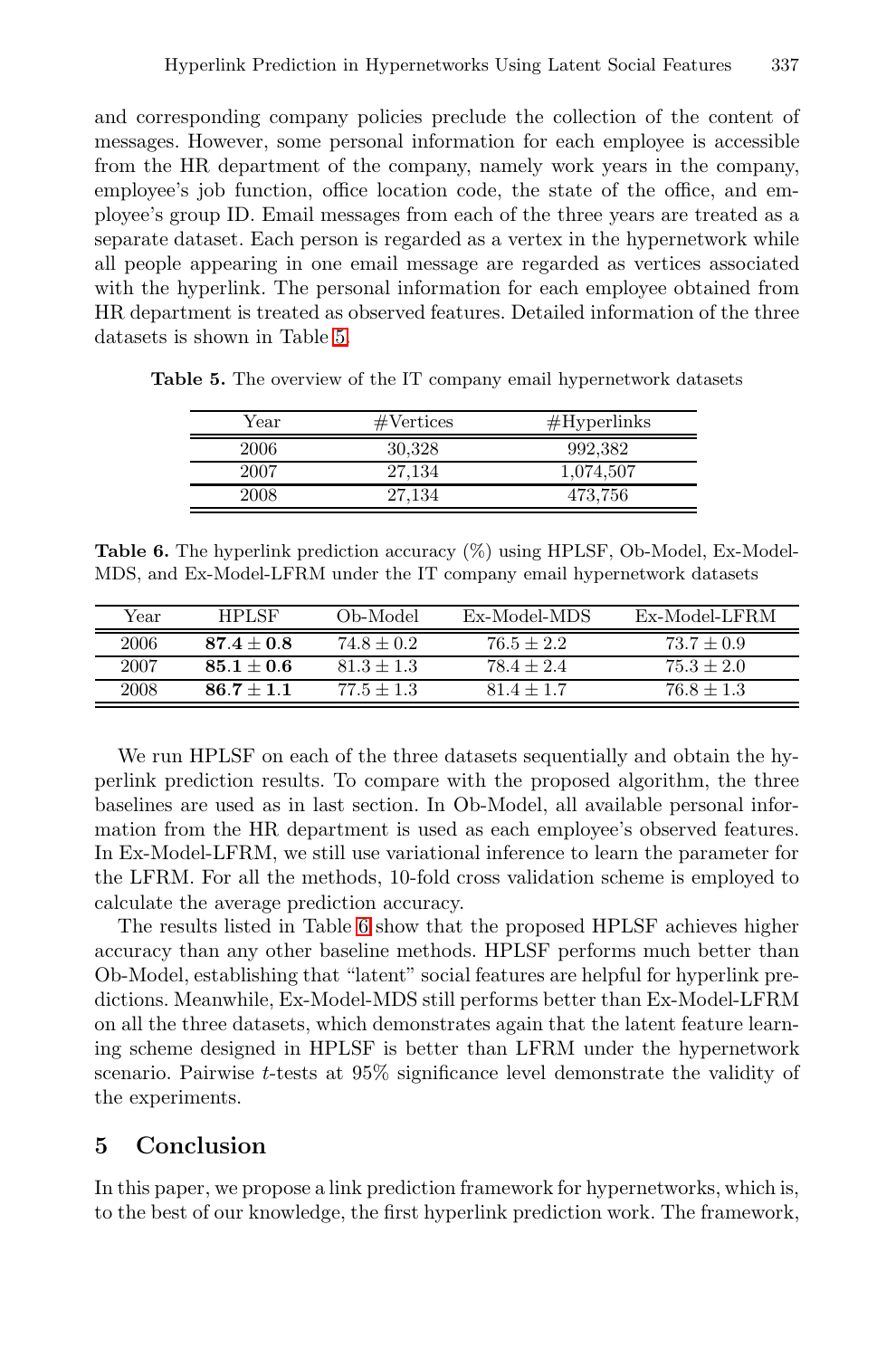and corresponding company policies preclude the collection of the content of messages. However, some personal information for each employee is accessible from the HR department of the company, namely work years in the company, employee's job function, office location code, the state of the office, and employee's group ID. Email messages from each of the three years are treated as a separate dataset. Each person is regarded as a vertex in the hypernetwork while all people appearing in one email message are regarded as vertices associated with the hyperlink. The personal information for each employee obtained from HR department is treated as observed features. Detailed information of the three datasets is shown in Table 5.

**Table 5.** The overview of the IT company email hypernetwork datasets

| Year | #Vertices | #Hyperlinks |
|---|---|---|
| 2006 | 30,328 | 992,382 |
| 2007 | 27,134 | 1,074,507 |
| 2008 | 27,134 | 473,756 |

**Table 6.** The hyperlink prediction accuracy (%) using HPLSF, Ob-Model, Ex-Model-MDS, and Ex-Model-LFRM under the IT company email hypernetwork datasets

| Year | HPLSF | Ob-Model | Ex-Model-MDS | Ex-Model-LFRM |
|---|---|---|---|---|
| 2006 | $\mathbf{87.4 \pm 0.8}$ | $74.8 \pm 0.2$ | $76.5 \pm 2.2$ | $73.7 \pm 0.9$ |
| 2007 | $\mathbf{85.1 \pm 0.6}$ | $81.3 \pm 1.3$ | $78.4 \pm 2.4$ | $75.3 \pm 2.0$ |
| 2008 | $\mathbf{86.7 \pm 1.1}$ | $77.5 \pm 1.3$ | $81.4 \pm 1.7$ | $76.8 \pm 1.3$ |

We run HPLSF on each of the three datasets sequentially and obtain the hyperlink prediction results. To compare with the proposed algorithm, the three baselines are used as in last section. In Ob-Model, all available personal information from the HR department is used as each employee's observed features. In Ex-Model-LFRM, we still use variational inference to learn the parameter for the LFRM. For all the methods, 10-fold cross validation scheme is employed to calculate the average prediction accuracy.

The results listed in Table 6 show that the proposed HPLSF achieves higher accuracy than any other baseline methods. HPLSF performs much better than Ob-Model, establishing that "latent" social features are helpful for hyperlink predictions. Meanwhile, Ex-Model-MDS still performs better than Ex-Model-LFRM on all the three datasets, which demonstrates again that the latent feature learning scheme designed in HPLSF is better than LFRM under the hypernetwork scenario. Pairwise $t$-tests at 95% significance level demonstrate the validity of the experiments.

## 5 Conclusion

In this paper, we propose a link prediction framework for hypernetworks, which is, to the best of our knowledge, the first hyperlink prediction work. The framework,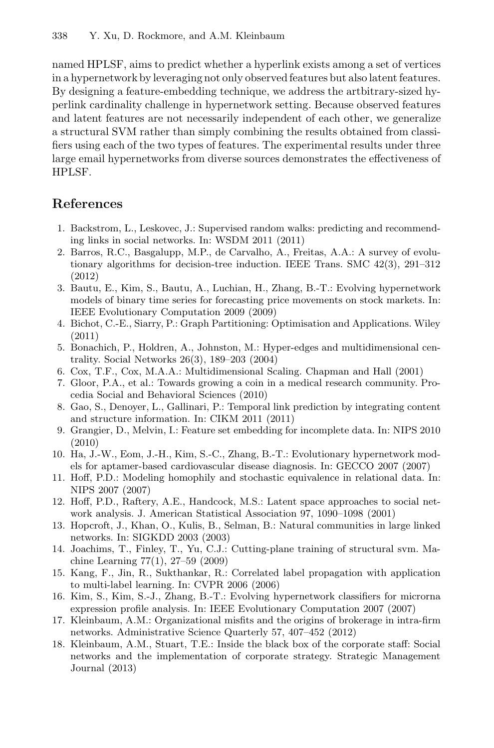named HPLSF, aims to predict whether a hyperlink exists among a set of vertices in a hypernetwork by leveraging not only observed features but also latent features. By designing a feature-embedding technique, we address the artbitrary-sized hyperlink cardinality challenge in hypernetwork setting. Because observed features and latent features are not necessarily independent of each other, we generalize a structural SVM rather than simply combining the results obtained from classifiers using each of the two types of features. The experimental results under three large email hypernetworks from diverse sources demonstrates the effectiveness of HPLSF.

## References

1. Backstrom, L., Leskovec, J.: Supervised random walks: predicting and recommending links in social networks. In: WSDM 2011 (2011)
2. Barros, R.C., Basgalupp, M.P., de Carvalho, A., Freitas, A.A.: A survey of evolutionary algorithms for decision-tree induction. IEEE Trans. SMC 42(3), 291–312 (2012)
3. Bautu, E., Kim, S., Bautu, A., Luchian, H., Zhang, B.-T.: Evolving hypernetwork models of binary time series for forecasting price movements on stock markets. In: IEEE Evolutionary Computation 2009 (2009)
4. Bichot, C.-E., Siarry, P.: Graph Partitioning: Optimisation and Applications. Wiley (2011)
5. Bonachich, P., Holdren, A., Johnston, M.: Hyper-edges and multidimensional centrality. Social Networks 26(3), 189–203 (2004)
6. Cox, T.F., Cox, M.A.A.: Multidimensional Scaling. Chapman and Hall (2001)
7. Gloor, P.A., et al.: Towards growing a coin in a medical research community. Procedia Social and Behavioral Sciences (2010)
8. Gao, S., Denoyer, L., Gallinari, P.: Temporal link prediction by integrating content and structure information. In: CIKM 2011 (2011)
9. Grangier, D., Melvin, I.: Feature set embedding for incomplete data. In: NIPS 2010 (2010)
10. Ha, J.-W., Eom, J.-H., Kim, S.-C., Zhang, B.-T.: Evolutionary hypernetwork models for aptamer-based cardiovascular disease diagnosis. In: GECCO 2007 (2007)
11. Hoff, P.D.: Modeling homophily and stochastic equivalence in relational data. In: NIPS 2007 (2007)
12. Hoff, P.D., Raftery, A.E., Handcock, M.S.: Latent space approaches to social network analysis. J. American Statistical Association 97, 1090–1098 (2001)
13. Hopcroft, J., Khan, O., Kulis, B., Selman, B.: Natural communities in large linked networks. In: SIGKDD 2003 (2003)
14. Joachims, T., Finley, T., Yu, C.J.: Cutting-plane training of structural svm. Machine Learning 77(1), 27–59 (2009)
15. Kang, F., Jin, R., Sukthankar, R.: Correlated label propagation with application to multi-label learning. In: CVPR 2006 (2006)
16. Kim, S., Kim, S.-J., Zhang, B.-T.: Evolving hypernetwork classifiers for microrna expression profile analysis. In: IEEE Evolutionary Computation 2007 (2007)
17. Kleinbaum, A.M.: Organizational misfits and the origins of brokerage in intra-firm networks. Administrative Science Quarterly 57, 407–452 (2012)
18. Kleinbaum, A.M., Stuart, T.E.: Inside the black box of the corporate staff: Social networks and the implementation of corporate strategy. Strategic Management Journal (2013)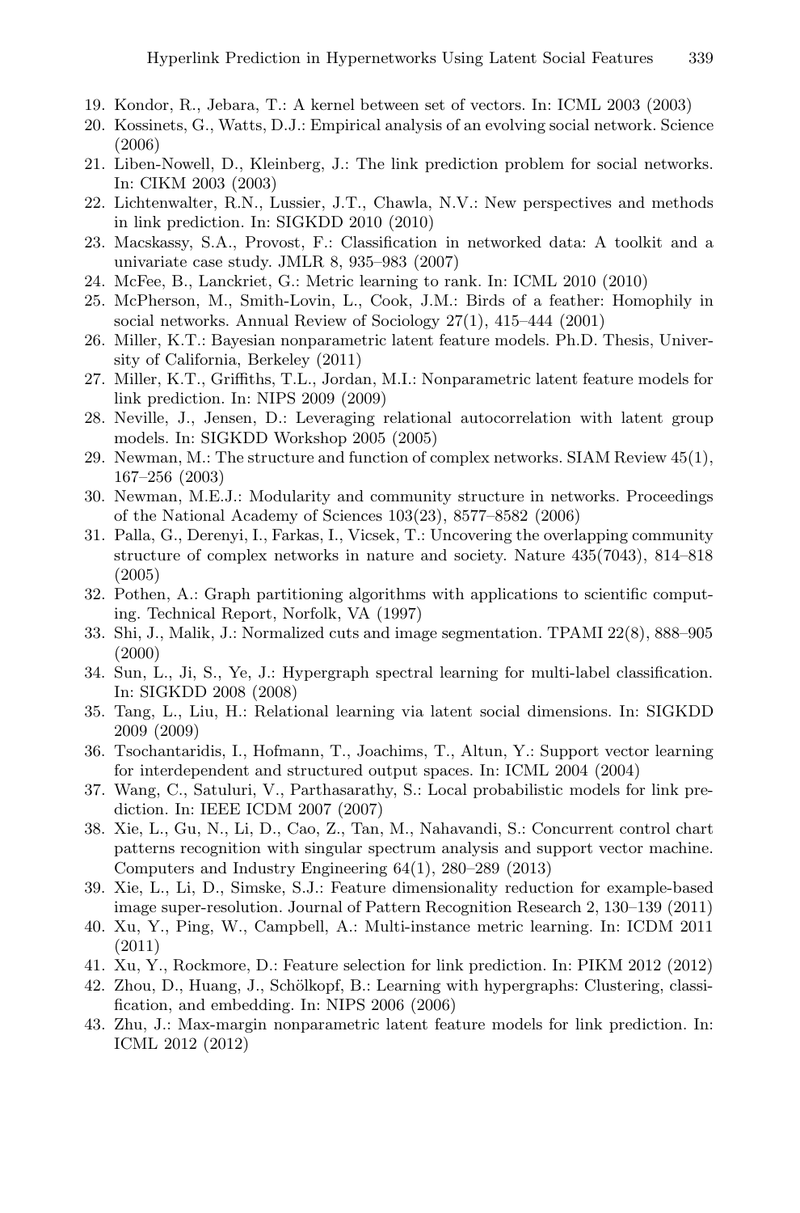19. Kondor, R., Jebara, T.: A kernel between set of vectors. In: ICML 2003 (2003)
20. Kossinets, G., Watts, D.J.: Empirical analysis of an evolving social network. Science (2006)
21. Liben-Nowell, D., Kleinberg, J.: The link prediction problem for social networks. In: CIKM 2003 (2003)
22. Lichtenwalter, R.N., Lussier, J.T., Chawla, N.V.: New perspectives and methods in link prediction. In: SIGKDD 2010 (2010)
23. Macskassy, S.A., Provost, F.: Classification in networked data: A toolkit and a univariate case study. JMLR 8, 935–983 (2007)
24. McFee, B., Lanckriet, G.: Metric learning to rank. In: ICML 2010 (2010)
25. McPherson, M., Smith-Lovin, L., Cook, J.M.: Birds of a feather: Homophily in social networks. Annual Review of Sociology 27(1), 415–444 (2001)
26. Miller, K.T.: Bayesian nonparametric latent feature models. Ph.D. Thesis, University of California, Berkeley (2011)
27. Miller, K.T., Griffiths, T.L., Jordan, M.I.: Nonparametric latent feature models for link prediction. In: NIPS 2009 (2009)
28. Neville, J., Jensen, D.: Leveraging relational autocorrelation with latent group models. In: SIGKDD Workshop 2005 (2005)
29. Newman, M.: The structure and function of complex networks. SIAM Review 45(1), 167–256 (2003)
30. Newman, M.E.J.: Modularity and community structure in networks. Proceedings of the National Academy of Sciences 103(23), 8577–8582 (2006)
31. Palla, G., Derenyi, I., Farkas, I., Vicsek, T.: Uncovering the overlapping community structure of complex networks in nature and society. Nature 435(7043), 814–818 (2005)
32. Pothen, A.: Graph partitioning algorithms with applications to scientific computing. Technical Report, Norfolk, VA (1997)
33. Shi, J., Malik, J.: Normalized cuts and image segmentation. TPAMI 22(8), 888–905 (2000)
34. Sun, L., Ji, S., Ye, J.: Hypergraph spectral learning for multi-label classification. In: SIGKDD 2008 (2008)
35. Tang, L., Liu, H.: Relational learning via latent social dimensions. In: SIGKDD 2009 (2009)
36. Tsochantaridis, I., Hofmann, T., Joachims, T., Altun, Y.: Support vector learning for interdependent and structured output spaces. In: ICML 2004 (2004)
37. Wang, C., Satuluri, V., Parthasarathy, S.: Local probabilistic models for link prediction. In: IEEE ICDM 2007 (2007)
38. Xie, L., Gu, N., Li, D., Cao, Z., Tan, M., Nahavandi, S.: Concurrent control chart patterns recognition with singular spectrum analysis and support vector machine. Computers and Industry Engineering 64(1), 280–289 (2013)
39. Xie, L., Li, D., Simske, S.J.: Feature dimensionality reduction for example-based image super-resolution. Journal of Pattern Recognition Research 2, 130–139 (2011)
40. Xu, Y., Ping, W., Campbell, A.: Multi-instance metric learning. In: ICDM 2011 (2011)
41. Xu, Y., Rockmore, D.: Feature selection for link prediction. In: PIKM 2012 (2012)
42. Zhou, D., Huang, J., Schölkopf, B.: Learning with hypergraphs: Clustering, classification, and embedding. In: NIPS 2006 (2006)
43. Zhu, J.: Max-margin nonparametric latent feature models for link prediction. In: ICML 2012 (2012)